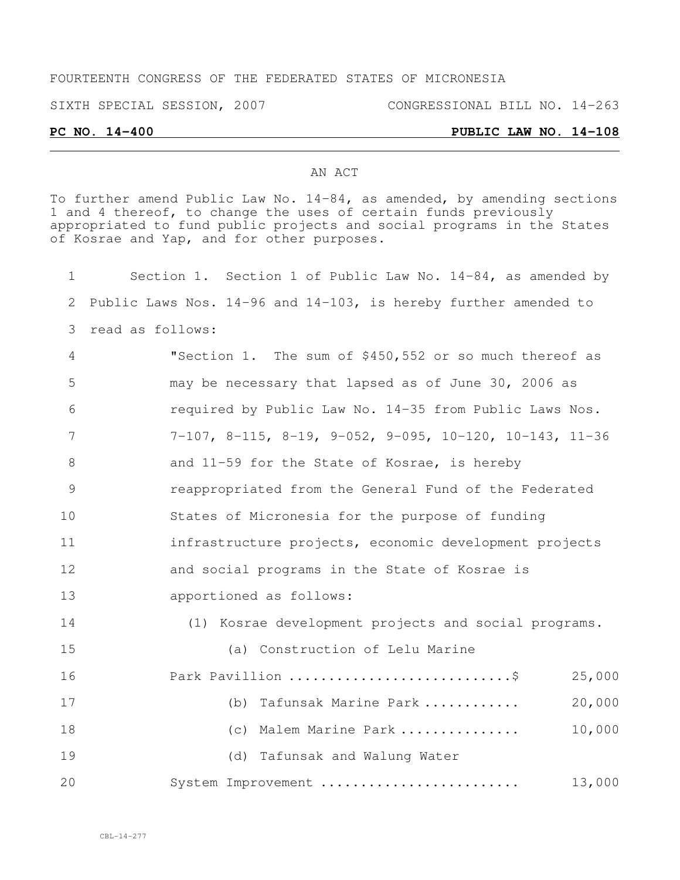FOURTEENTH CONGRESS OF THE FEDERATED STATES OF MICRONESIA

SIXTH SPECIAL SESSION, 2007 CONGRESSIONAL BILL NO. 14-263

**PC NO. 14-400 PUBLIC LAW NO. 14-108**

AN ACT

To further amend Public Law No. 14-84, as amended, by amending sections 1 and 4 thereof, to change the uses of certain funds previously appropriated to fund public projects and social programs in the States of Kosrae and Yap, and for other purposes.

Section 1. Section 1 of Public Law No. 14-84, as amended by Public Laws Nos. 14-96 and 14-103, is hereby further amended to read as follows:

"Section 1. The sum of $450,552 or so much thereof as may be necessary that lapsed as of June 30, 2006 as required by Public Law No. 14-35 from Public Laws Nos. 7-107, 8-115, 8-19, 9-052, 9-095, 10-120, 10-143, 11-36 and 11-59 for the State of Kosrae, is hereby reappropriated from the General Fund of the Federated States of Micronesia for the purpose of funding infrastructure projects, economic development projects and social programs in the State of Kosrae is apportioned as follows:

(1) Kosrae development projects and social programs.

(a) Construction of Lelu Marine Park Pavillion ............................$ 25,000

(b) Tafunsak Marine Park ............ 20,000

(c) Malem Marine Park ............... 10,000

(d) Tafunsak and Walung Water System Improvement ......................... 13,000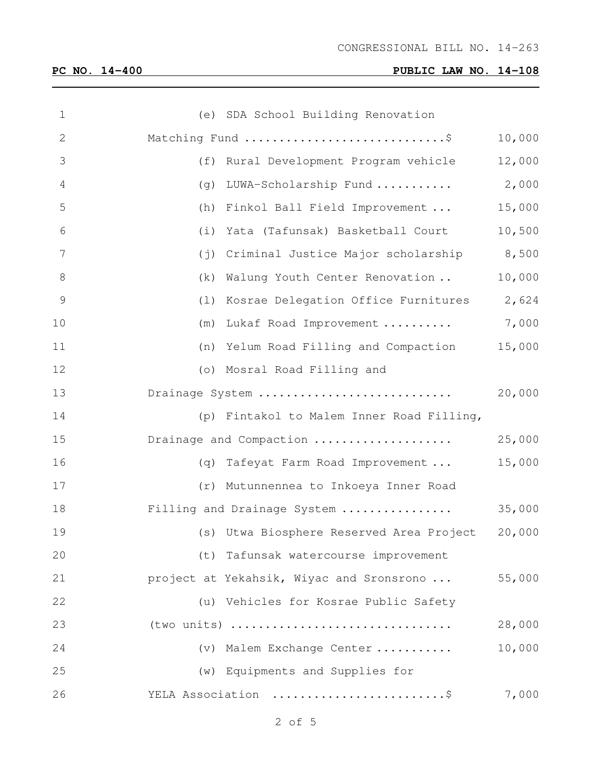CONGRESSIONAL BILL NO. 14-263

**PC NO. 14-400** **PUBLIC LAW NO. 14-108**

| | |
|---|---|
| (e) SDA School Building Renovation Matching Fund .............................$ | 10,000 |
| (f) Rural Development Program vehicle | 12,000 |
| (g) LUWA-Scholarship Fund ........... | 2,000 |
| (h) Finkol Ball Field Improvement ... | 15,000 |
| (i) Yata (Tafunsak) Basketball Court | 10,500 |
| (j) Criminal Justice Major scholarship | 8,500 |
| (k) Walung Youth Center Renovation .. | 10,000 |
| (l) Kosrae Delegation Office Furnitures | 2,624 |
| (m) Lukaf Road Improvement .......... | 7,000 |
| (n) Yelum Road Filling and Compaction | 15,000 |
| (o) Mosral Road Filling and Drainage System ........................... | 20,000 |
| (p) Fintakol to Malem Inner Road Filling, Drainage and Compaction .................... | 25,000 |
| (q) Tafeyat Farm Road Improvement ... | 15,000 |
| (r) Mutunnennea to Inkoeya Inner Road Filling and Drainage System ................ | 35,000 |
| (s) Utwa Biosphere Reserved Area Project | 20,000 |
| (t) Tafunsak watercourse improvement project at Yekahsik, Wiyac and Sronsrono ... | 55,000 |
| (u) Vehicles for Kosrae Public Safety (two units) ............................... | 28,000 |
| (v) Malem Exchange Center ........... | 10,000 |
| (w) Equipments and Supplies for YELA Association ........................$ | 7,000 |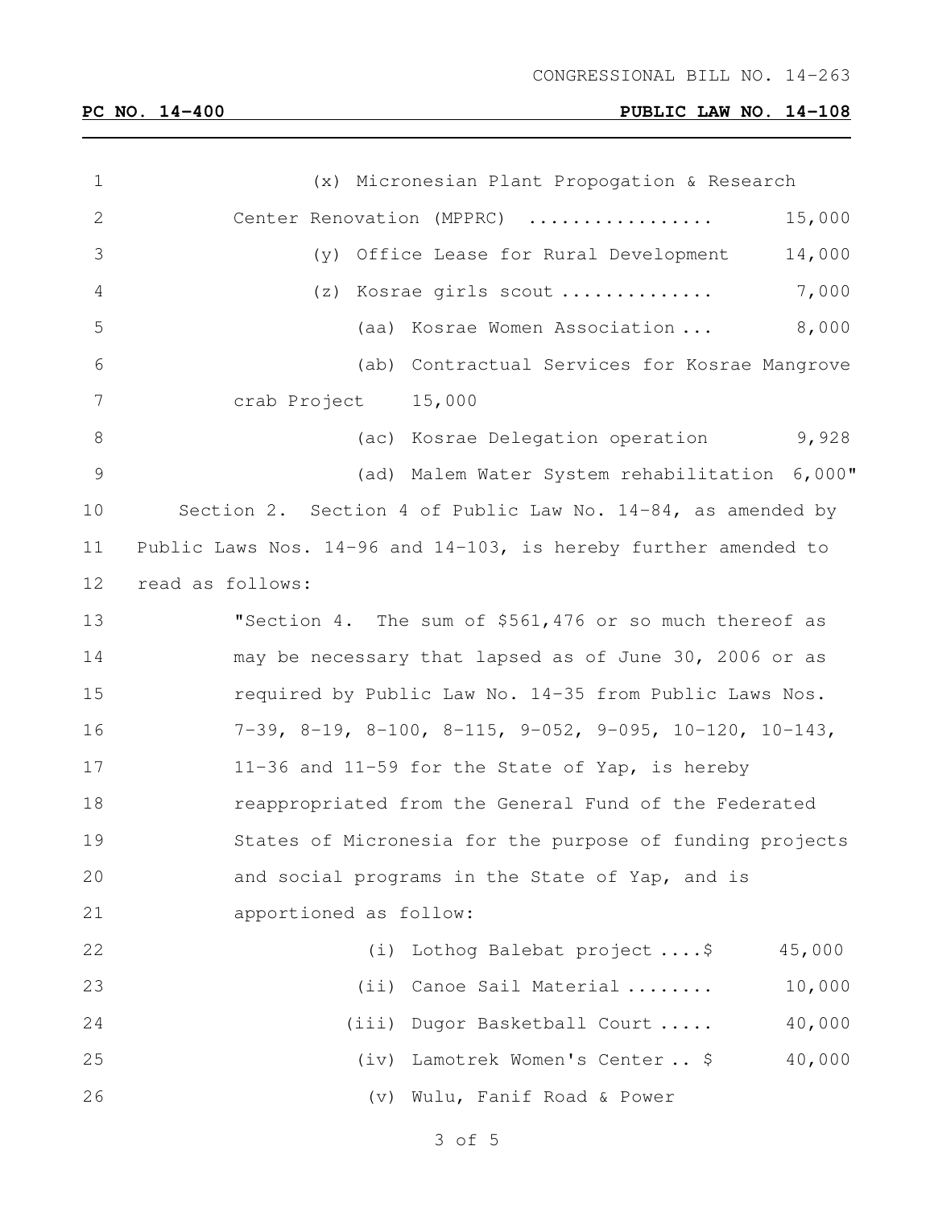CONGRESSIONAL BILL NO. 14-263

**PC NO. 14-400** **PUBLIC LAW NO. 14-108**

(x) Micronesian Plant Propogation & Research Center Renovation (MPPRC) ................ 15,000

(y) Office Lease for Rural Development 14,000

(z) Kosrae girls scout ............. 7,000

(aa) Kosrae Women Association ... 8,000

(ab) Contractual Services for Kosrae Mangrove crab Project 15,000

(ac) Kosrae Delegation operation 9,928

(ad) Malem Water System rehabilitation 6,000"

Section 2. Section 4 of Public Law No. 14-84, as amended by Public Laws Nos. 14-96 and 14-103, is hereby further amended to read as follows:

"Section 4. The sum of $561,476 or so much thereof as may be necessary that lapsed as of June 30, 2006 or as required by Public Law No. 14-35 from Public Laws Nos. 7-39, 8-19, 8-100, 8-115, 9-052, 9-095, 10-120, 10-143, 11-36 and 11-59 for the State of Yap, is hereby reappropriated from the General Fund of the Federated States of Micronesia for the purpose of funding projects and social programs in the State of Yap, and is apportioned as follow:

(i) Lothog Balebat project ....$ 45,000

(ii) Canoe Sail Material ........ 10,000

(iii) Dugor Basketball Court ..... 40,000

(iv) Lamotrek Women's Center .. $ 40,000

(v) Wulu, Fanif Road & Power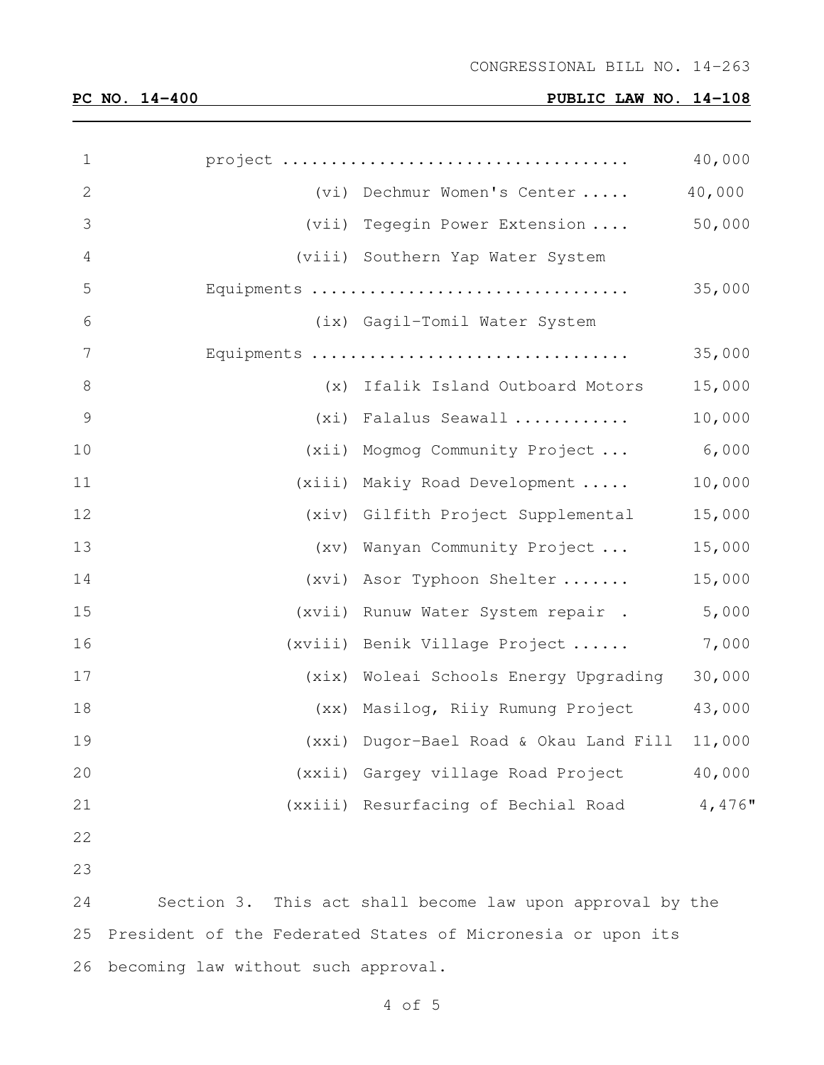project .................................. 40,000

(vi) Dechmur Women's Center ..... 40,000

(vii) Tegegin Power Extension .... 50,000

(viii) Southern Yap Water System Equipments ................................ 35,000

(ix) Gagil-Tomil Water System Equipments ................................ 35,000

(x) Ifalik Island Outboard Motors 15,000

(xi) Falalus Seawall ........... 10,000

(xii) Mogmog Community Project ... 6,000

(xiii) Makiy Road Development ..... 10,000

(xiv) Gilfith Project Supplemental 15,000

(xv) Wanyan Community Project ... 15,000

(xvi) Asor Typhoon Shelter ....... 15,000

(xvii) Runuw Water System repair . 5,000

(xviii) Benik Village Project ...... 7,000

(xix) Woleai Schools Energy Upgrading 30,000

(xx) Masilog, Riiy Rumung Project 43,000

(xxi) Dugor-Bael Road & Okau Land Fill 11,000

(xxii) Gargey village Road Project 40,000

(xxiii) Resurfacing of Bechial Road 4,476"

Section 3. This act shall become law upon approval by the President of the Federated States of Micronesia or upon its becoming law without such approval.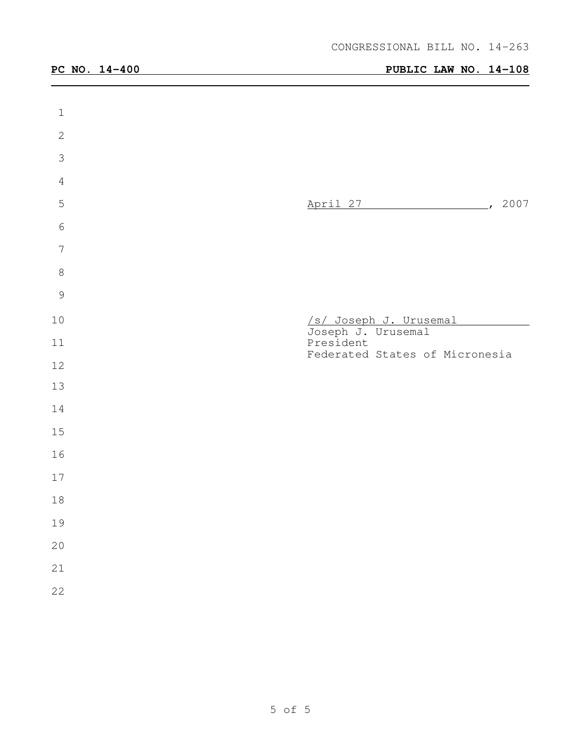CONGRESSIONAL BILL NO. 14-263

**PC NO. 14-400** **PUBLIC LAW NO. 14-108**

April 27, 2007

/s/ Joseph J. Urusemal
Joseph J. Urusemal
President
Federated States of Micronesia